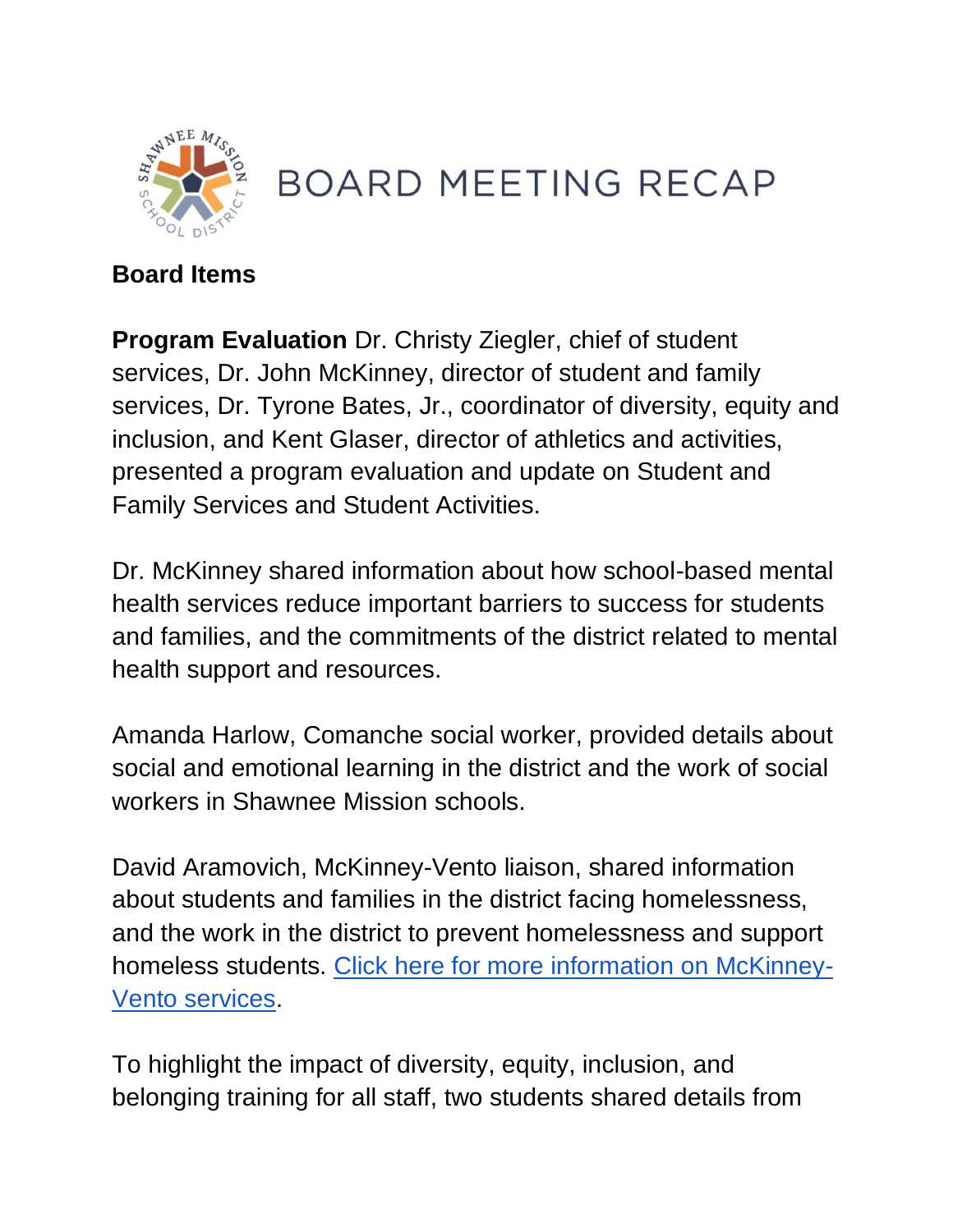# BOARD MEETING RECAP

**Board Items**

**Program Evaluation** Dr. Christy Ziegler, chief of student services, Dr. John McKinney, director of student and family services, Dr. Tyrone Bates, Jr., coordinator of diversity, equity and inclusion, and Kent Glaser, director of athletics and activities, presented a program evaluation and update on Student and Family Services and Student Activities.

Dr. McKinney shared information about how school-based mental health services reduce important barriers to success for students and families, and the commitments of the district related to mental health support and resources.

Amanda Harlow, Comanche social worker, provided details about social and emotional learning in the district and the work of social workers in Shawnee Mission schools.

David Aramovich, McKinney-Vento liaison, shared information about students and families in the district facing homelessness, and the work in the district to prevent homelessness and support homeless students. Click here for more information on McKinney-Vento services.

To highlight the impact of diversity, equity, inclusion, and belonging training for all staff, two students shared details from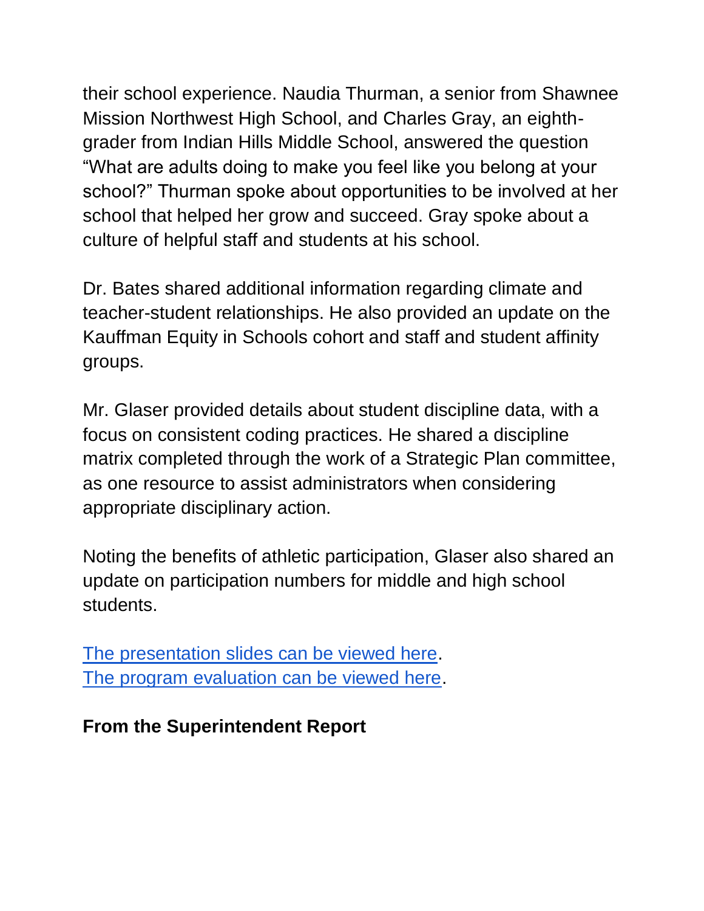their school experience. Naudia Thurman, a senior from Shawnee Mission Northwest High School, and Charles Gray, an eighth-grader from Indian Hills Middle School, answered the question "What are adults doing to make you feel like you belong at your school?" Thurman spoke about opportunities to be involved at her school that helped her grow and succeed. Gray spoke about a culture of helpful staff and students at his school.

Dr. Bates shared additional information regarding climate and teacher-student relationships. He also provided an update on the Kauffman Equity in Schools cohort and staff and student affinity groups.

Mr. Glaser provided details about student discipline data, with a focus on consistent coding practices. He shared a discipline matrix completed through the work of a Strategic Plan committee, as one resource to assist administrators when considering appropriate disciplinary action.

Noting the benefits of athletic participation, Glaser also shared an update on participation numbers for middle and high school students.

The presentation slides can be viewed here.
The program evaluation can be viewed here.

**From the Superintendent Report**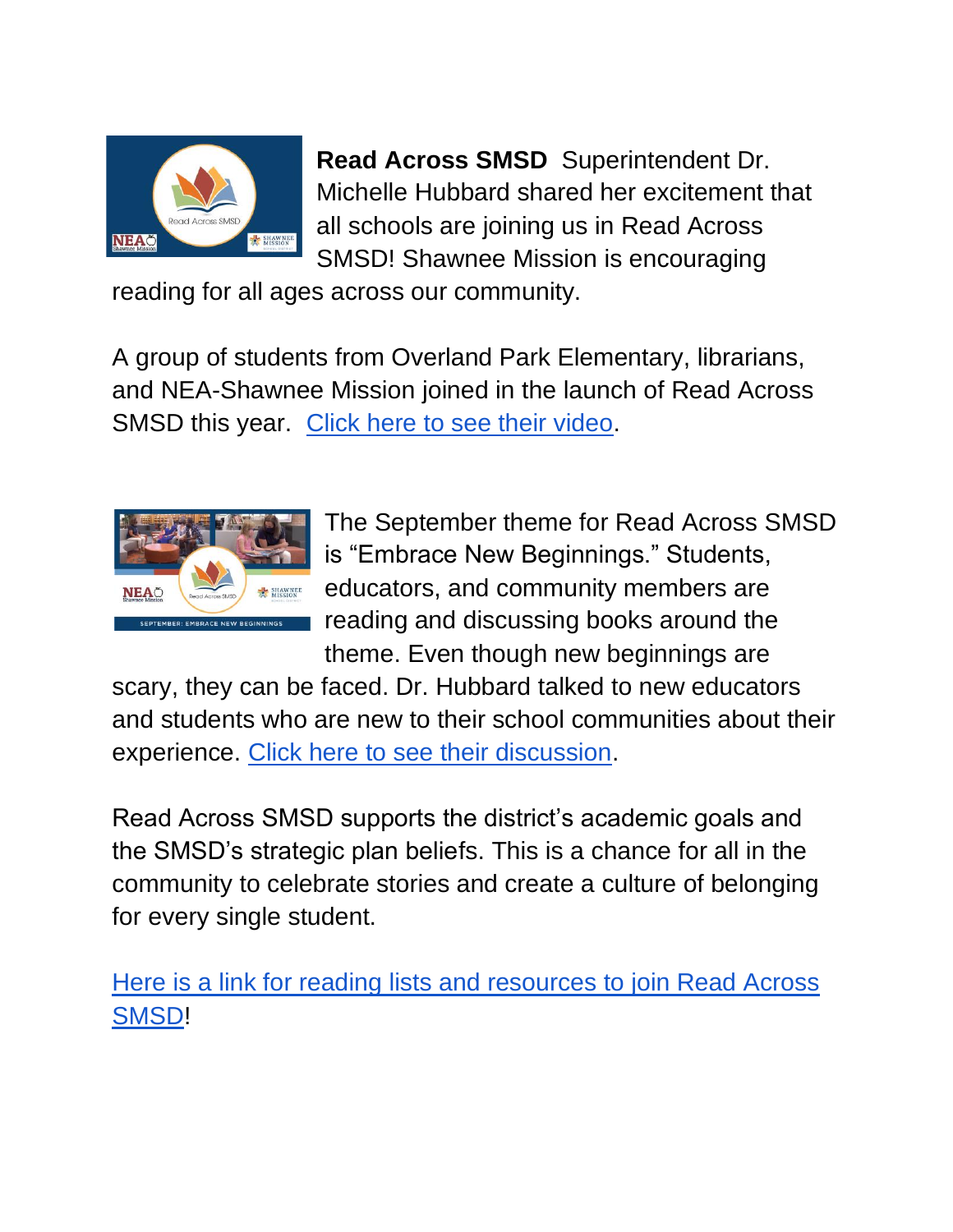**Read Across SMSD** Superintendent Dr. Michelle Hubbard shared her excitement that all schools are joining us in Read Across SMSD! Shawnee Mission is encouraging reading for all ages across our community.

A group of students from Overland Park Elementary, librarians, and NEA-Shawnee Mission joined in the launch of Read Across SMSD this year. Click here to see their video.

The September theme for Read Across SMSD is "Embrace New Beginnings." Students, educators, and community members are reading and discussing books around the theme. Even though new beginnings are scary, they can be faced. Dr. Hubbard talked to new educators and students who are new to their school communities about their experience. Click here to see their discussion.

Read Across SMSD supports the district's academic goals and the SMSD's strategic plan beliefs. This is a chance for all in the community to celebrate stories and create a culture of belonging for every single student.

Here is a link for reading lists and resources to join Read Across SMSD!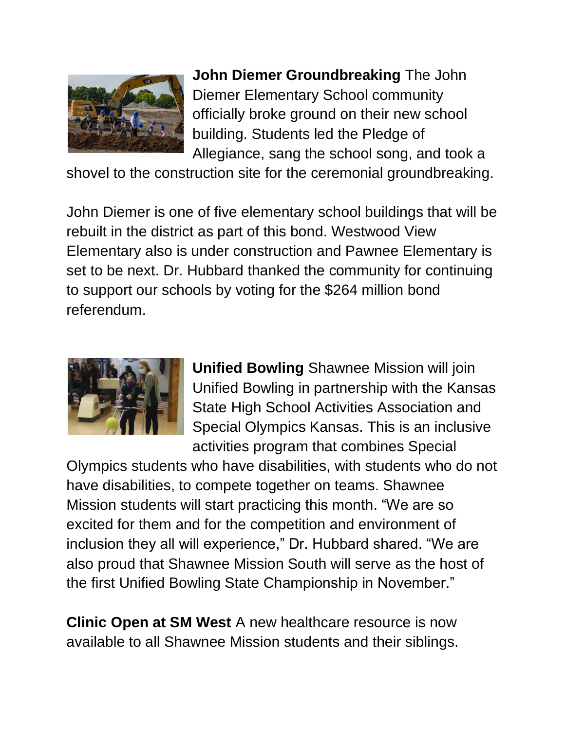**John Diemer Groundbreaking** The John Diemer Elementary School community officially broke ground on their new school building. Students led the Pledge of Allegiance, sang the school song, and took a shovel to the construction site for the ceremonial groundbreaking.

John Diemer is one of five elementary school buildings that will be rebuilt in the district as part of this bond. Westwood View Elementary also is under construction and Pawnee Elementary is set to be next. Dr. Hubbard thanked the community for continuing to support our schools by voting for the $264 million bond referendum.

**Unified Bowling** Shawnee Mission will join Unified Bowling in partnership with the Kansas State High School Activities Association and Special Olympics Kansas. This is an inclusive activities program that combines Special Olympics students who have disabilities, with students who do not have disabilities, to compete together on teams. Shawnee Mission students will start practicing this month. “We are so excited for them and for the competition and environment of inclusion they all will experience,” Dr. Hubbard shared. “We are also proud that Shawnee Mission South will serve as the host of the first Unified Bowling State Championship in November.”

**Clinic Open at SM West** A new healthcare resource is now available to all Shawnee Mission students and their siblings.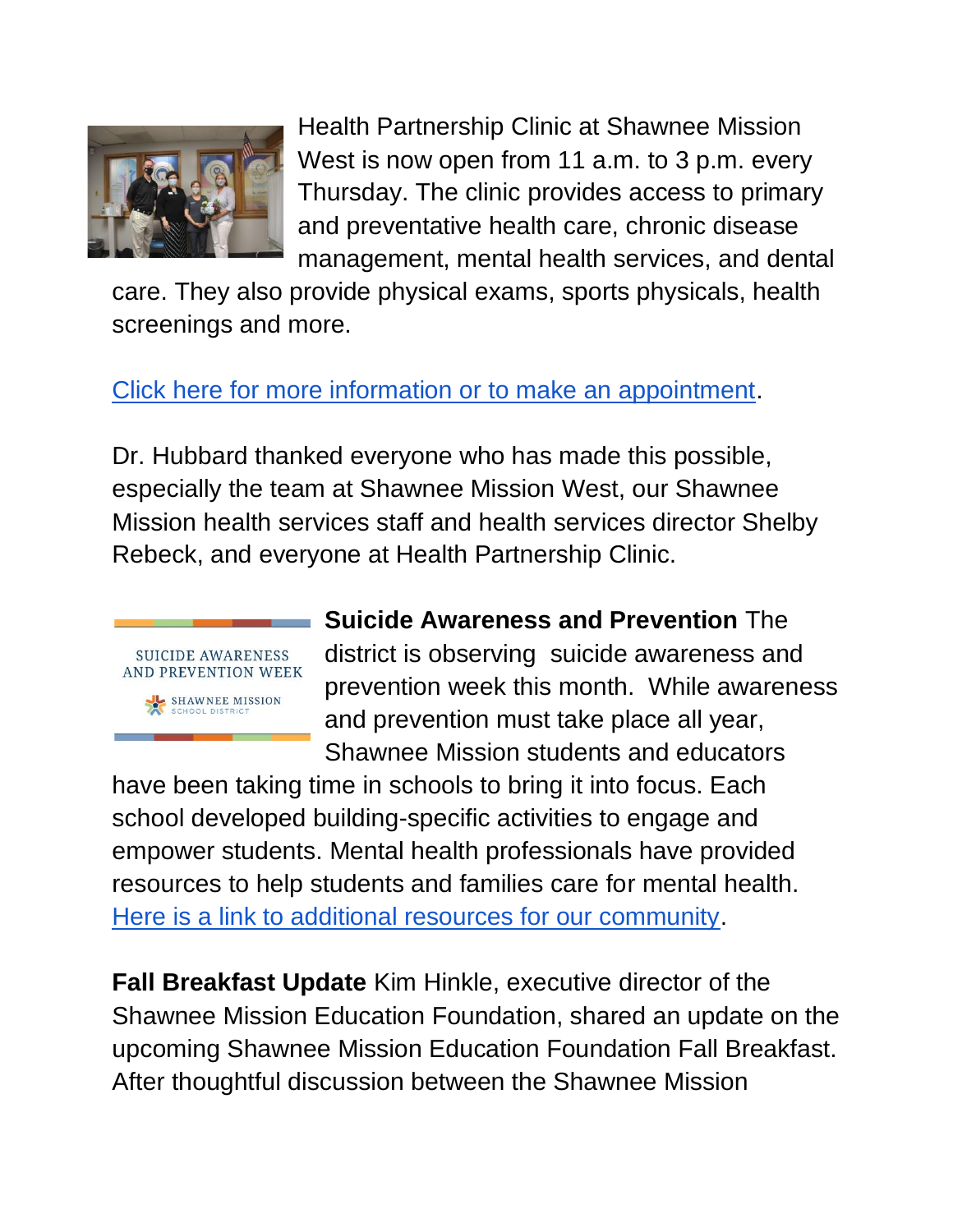Health Partnership Clinic at Shawnee Mission West is now open from 11 a.m. to 3 p.m. every Thursday. The clinic provides access to primary and preventative health care, chronic disease management, mental health services, and dental care. They also provide physical exams, sports physicals, health screenings and more.

[Click here for more information or to make an appointment](#).

Dr. Hubbard thanked everyone who has made this possible, especially the team at Shawnee Mission West, our Shawnee Mission health services staff and health services director Shelby Rebeck, and everyone at Health Partnership Clinic.

**Suicide Awareness and Prevention** The district is observing suicide awareness and prevention week this month. While awareness and prevention must take place all year, Shawnee Mission students and educators have been taking time in schools to bring it into focus. Each school developed building-specific activities to engage and empower students. Mental health professionals have provided resources to help students and families care for mental health. [Here is a link to additional resources for our community](#).

**Fall Breakfast Update** Kim Hinkle, executive director of the Shawnee Mission Education Foundation, shared an update on the upcoming Shawnee Mission Education Foundation Fall Breakfast. After thoughtful discussion between the Shawnee Mission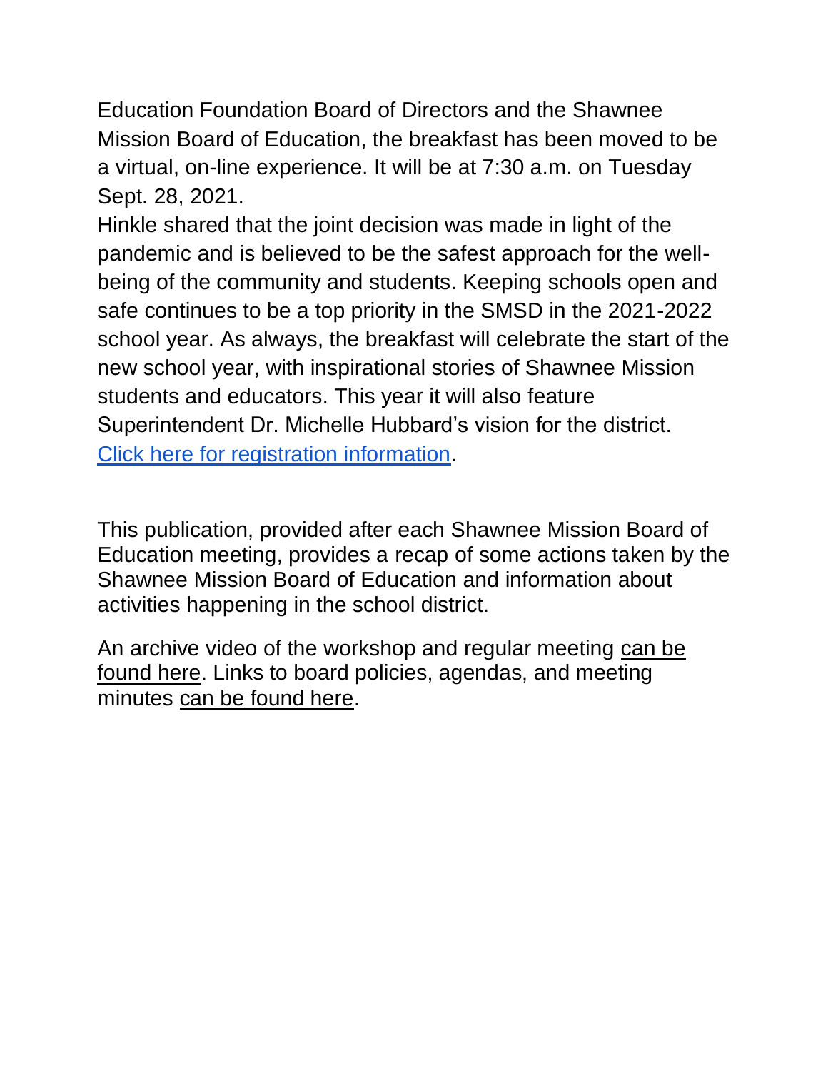Education Foundation Board of Directors and the Shawnee Mission Board of Education, the breakfast has been moved to be a virtual, on-line experience. It will be at 7:30 a.m. on Tuesday Sept. 28, 2021.

Hinkle shared that the joint decision was made in light of the pandemic and is believed to be the safest approach for the well-being of the community and students. Keeping schools open and safe continues to be a top priority in the SMSD in the 2021-2022 school year. As always, the breakfast will celebrate the start of the new school year, with inspirational stories of Shawnee Mission students and educators. This year it will also feature Superintendent Dr. Michelle Hubbard's vision for the district. Click here for registration information.

This publication, provided after each Shawnee Mission Board of Education meeting, provides a recap of some actions taken by the Shawnee Mission Board of Education and information about activities happening in the school district.

An archive video of the workshop and regular meeting can be found here. Links to board policies, agendas, and meeting minutes can be found here.